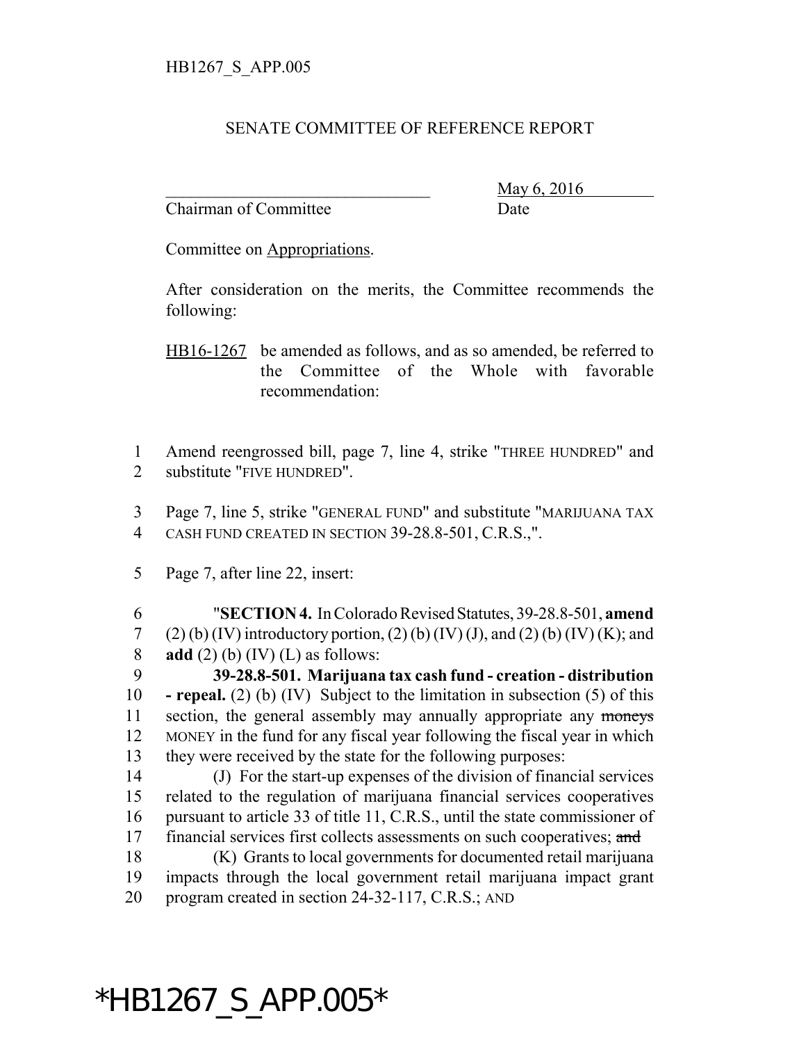HB1267_S_APP.005

SENATE COMMITTEE OF REFERENCE REPORT

________________________________ May 6, 2016
Chairman of Committee Date

Committee on Appropriations.

After consideration on the merits, the Committee recommends the following:

HB16-1267 be amended as follows, and as so amended, be referred to the Committee of the Whole with favorable recommendation:

1 Amend reengrossed bill, page 7, line 4, strike "THREE HUNDRED" and
2 substitute "FIVE HUNDRED".

3 Page 7, line 5, strike "GENERAL FUND" and substitute "MARIJUANA TAX
4 CASH FUND CREATED IN SECTION 39-28.8-501, C.R.S.,".

5 Page 7, after line 22, insert:

6 "**SECTION 4.** In Colorado Revised Statutes, 39-28.8-501, **amend**
7 (2) (b) (IV) introductory portion, (2) (b) (IV) (J), and (2) (b) (IV) (K); and
8 **add** (2) (b) (IV) (L) as follows:

9 **39-28.8-501. Marijuana tax cash fund - creation - distribution**
10 **- repeal.** (2) (b) (IV) Subject to the limitation in subsection (5) of this
11 section, the general assembly may annually appropriate any ~~moneys~~
12 MONEY in the fund for any fiscal year following the fiscal year in which
13 they were received by the state for the following purposes:

14 (J) For the start-up expenses of the division of financial services
15 related to the regulation of marijuana financial services cooperatives
16 pursuant to article 33 of title 11, C.R.S., until the state commissioner of
17 financial services first collects assessments on such cooperatives; ~~and~~

18 (K) Grants to local governments for documented retail marijuana
19 impacts through the local government retail marijuana impact grant
20 program created in section 24-32-117, C.R.S.; AND

*HB1267_S_APP.005*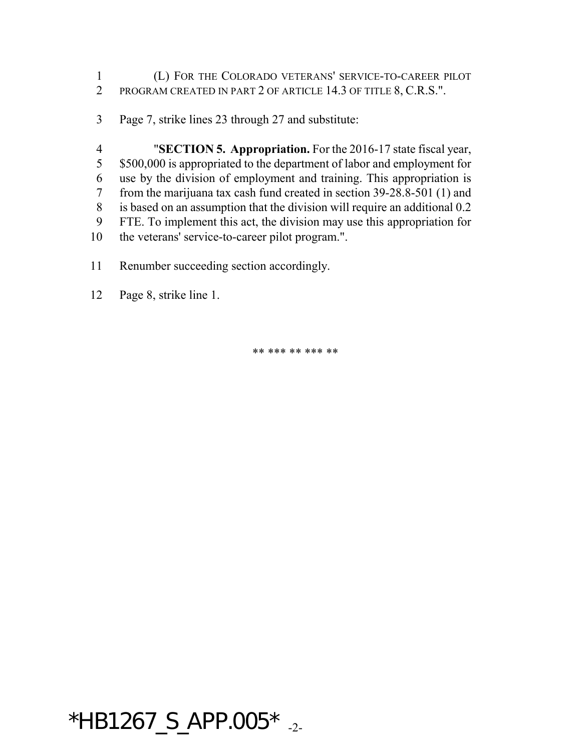(L) FOR THE COLORADO VETERANS' SERVICE-TO-CAREER PILOT PROGRAM CREATED IN PART 2 OF ARTICLE 14.3 OF TITLE 8, C.R.S.".

Page 7, strike lines 23 through 27 and substitute:

"**SECTION 5. Appropriation.** For the 2016-17 state fiscal year, $500,000 is appropriated to the department of labor and employment for use by the division of employment and training. This appropriation is from the marijuana tax cash fund created in section 39-28.8-501 (1) and is based on an assumption that the division will require an additional 0.2 FTE. To implement this act, the division may use this appropriation for the veterans' service-to-career pilot program.".

Renumber succeeding section accordingly.

Page 8, strike line 1.

** *** ** *** **

*HB1267_S_APP.005*